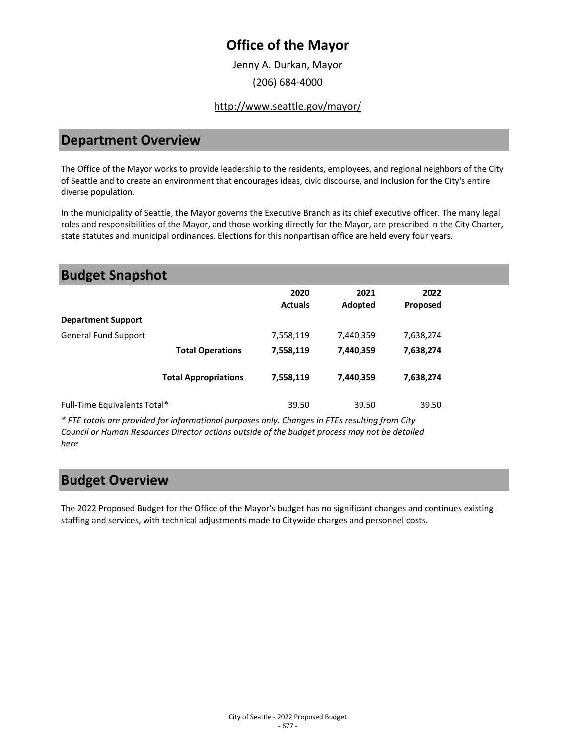# Office of the Mayor

Jenny A. Durkan, Mayor

(206) 684-4000

http://www.seattle.gov/mayor/

## Department Overview

The Office of the Mayor works to provide leadership to the residents, employees, and regional neighbors of the City of Seattle and to create an environment that encourages ideas, civic discourse, and inclusion for the City's entire diverse population.

In the municipality of Seattle, the Mayor governs the Executive Branch as its chief executive officer. The many legal roles and responsibilities of the Mayor, and those working directly for the Mayor, are prescribed in the City Charter, state statutes and municipal ordinances. Elections for this nonpartisan office are held every four years.

## Budget Snapshot

| | 2020 Actuals | 2021 Adopted | 2022 Proposed |
|---|---|---|---|
| **Department Support** | | | |
| General Fund Support | 7,558,119 | 7,440,359 | 7,638,274 |
| **Total Operations** | **7,558,119** | **7,440,359** | **7,638,274** |
| **Total Appropriations** | **7,558,119** | **7,440,359** | **7,638,274** |
| Full-Time Equivalents Total* | 39.50 | 39.50 | 39.50 |

*\* FTE totals are provided for informational purposes only. Changes in FTEs resulting from City Council or Human Resources Director actions outside of the budget process may not be detailed here*

## Budget Overview

The 2022 Proposed Budget for the Office of the Mayor's budget has no significant changes and continues existing staffing and services, with technical adjustments made to Citywide charges and personnel costs.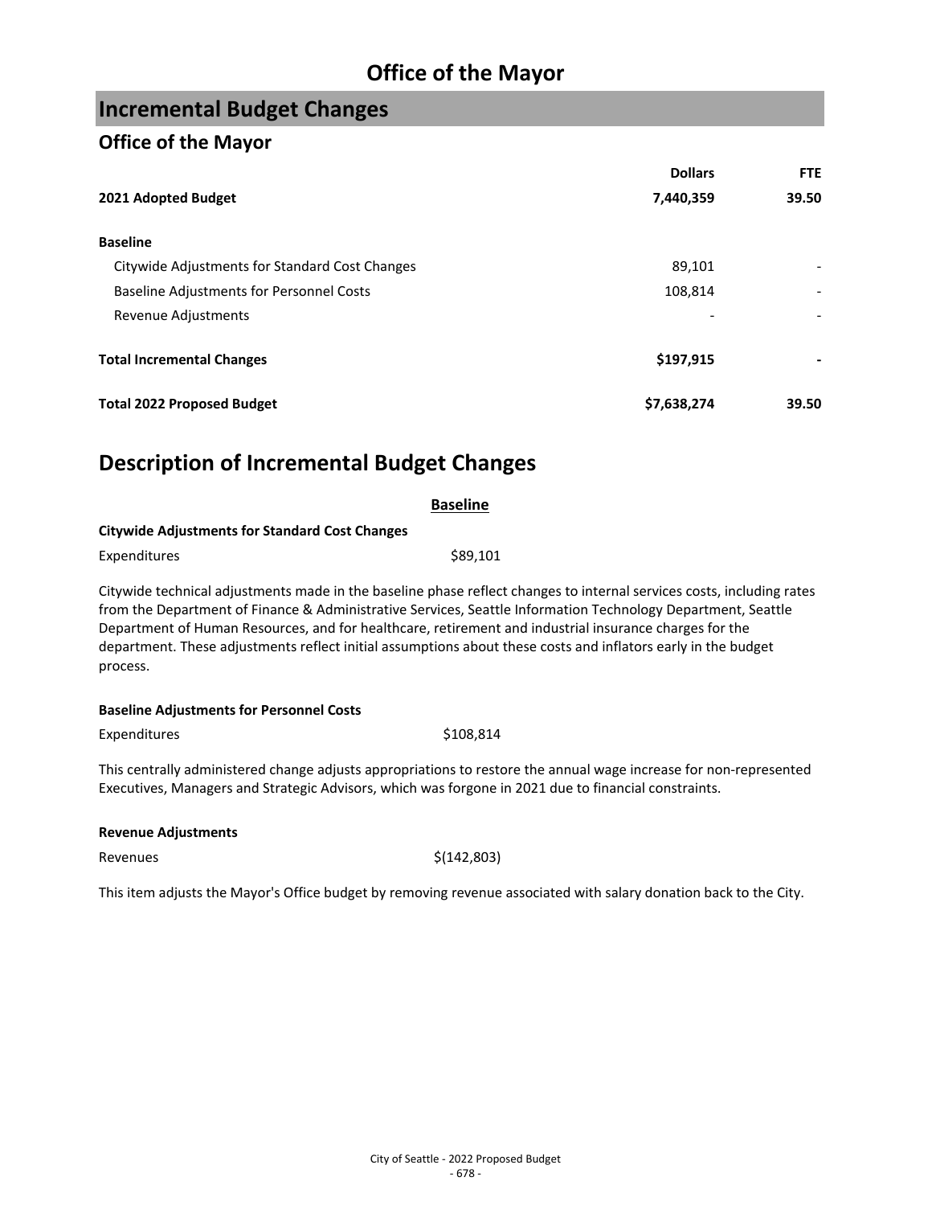# Office of the Mayor

## Incremental Budget Changes

### Office of the Mayor

| | Dollars | FTE |
|---|---|---|
| **2021 Adopted Budget** | **7,440,359** | **39.50** |
| | | |
| **Baseline** | | |
| Citywide Adjustments for Standard Cost Changes | 89,101 | - |
| Baseline Adjustments for Personnel Costs | 108,814 | - |
| Revenue Adjustments | - | - |
| | | |
| **Total Incremental Changes** | **$197,915** | **-** |
| | | |
| **Total 2022 Proposed Budget** | **$7,638,274** | **39.50** |

## Description of Incremental Budget Changes

**Baseline**

**Citywide Adjustments for Standard Cost Changes**

Expenditures $89,101

Citywide technical adjustments made in the baseline phase reflect changes to internal services costs, including rates from the Department of Finance & Administrative Services, Seattle Information Technology Department, Seattle Department of Human Resources, and for healthcare, retirement and industrial insurance charges for the department. These adjustments reflect initial assumptions about these costs and inflators early in the budget process.

**Baseline Adjustments for Personnel Costs**

Expenditures $108,814

This centrally administered change adjusts appropriations to restore the annual wage increase for non-represented Executives, Managers and Strategic Advisors, which was forgone in 2021 due to financial constraints.

**Revenue Adjustments**

Revenues $(142,803)

This item adjusts the Mayor's Office budget by removing revenue associated with salary donation back to the City.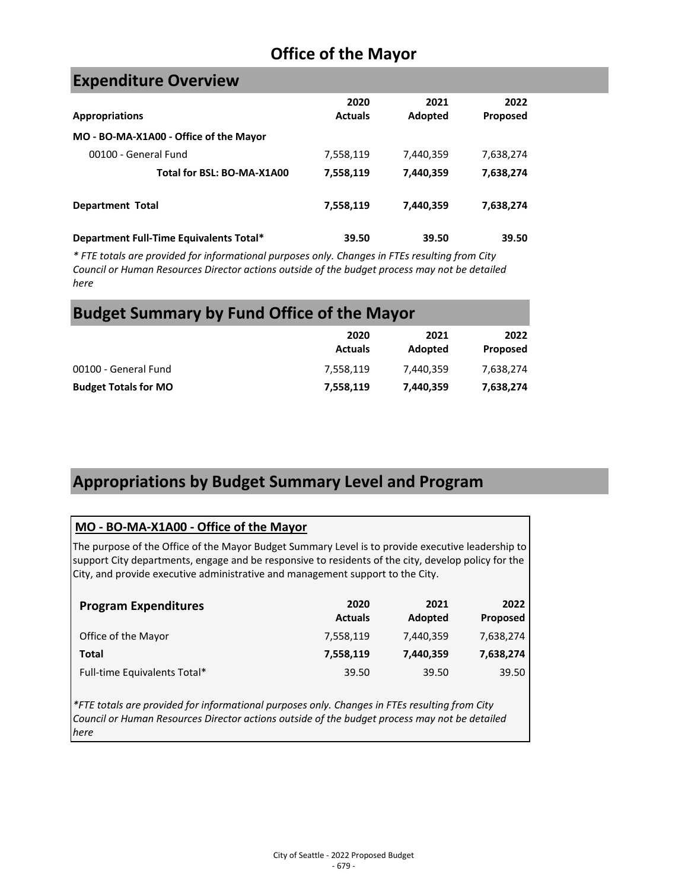# Office of the Mayor

## Expenditure Overview

| Appropriations | 2020 Actuals | 2021 Adopted | 2022 Proposed |
|---|---|---|---|
| **MO - BO-MA-X1A00 - Office of the Mayor** | | | |
| 00100 - General Fund | 7,558,119 | 7,440,359 | 7,638,274 |
| **Total for BSL: BO-MA-X1A00** | **7,558,119** | **7,440,359** | **7,638,274** |
| **Department Total** | **7,558,119** | **7,440,359** | **7,638,274** |
| **Department Full-Time Equivalents Total*** | **39.50** | **39.50** | **39.50** |

*\* FTE totals are provided for informational purposes only. Changes in FTEs resulting from City Council or Human Resources Director actions outside of the budget process may not be detailed here*

## Budget Summary by Fund Office of the Mayor

| | 2020 Actuals | 2021 Adopted | 2022 Proposed |
|---|---|---|---|
| 00100 - General Fund | 7,558,119 | 7,440,359 | 7,638,274 |
| **Budget Totals for MO** | **7,558,119** | **7,440,359** | **7,638,274** |

## Appropriations by Budget Summary Level and Program

### MO - BO-MA-X1A00 - Office of the Mayor

The purpose of the Office of the Mayor Budget Summary Level is to provide executive leadership to support City departments, engage and be responsive to residents of the city, develop policy for the City, and provide executive administrative and management support to the City.

| Program Expenditures | 2020 Actuals | 2021 Adopted | 2022 Proposed |
|---|---|---|---|
| Office of the Mayor | 7,558,119 | 7,440,359 | 7,638,274 |
| **Total** | **7,558,119** | **7,440,359** | **7,638,274** |
| Full-time Equivalents Total* | 39.50 | 39.50 | 39.50 |

*\*FTE totals are provided for informational purposes only. Changes in FTEs resulting from City Council or Human Resources Director actions outside of the budget process may not be detailed here*